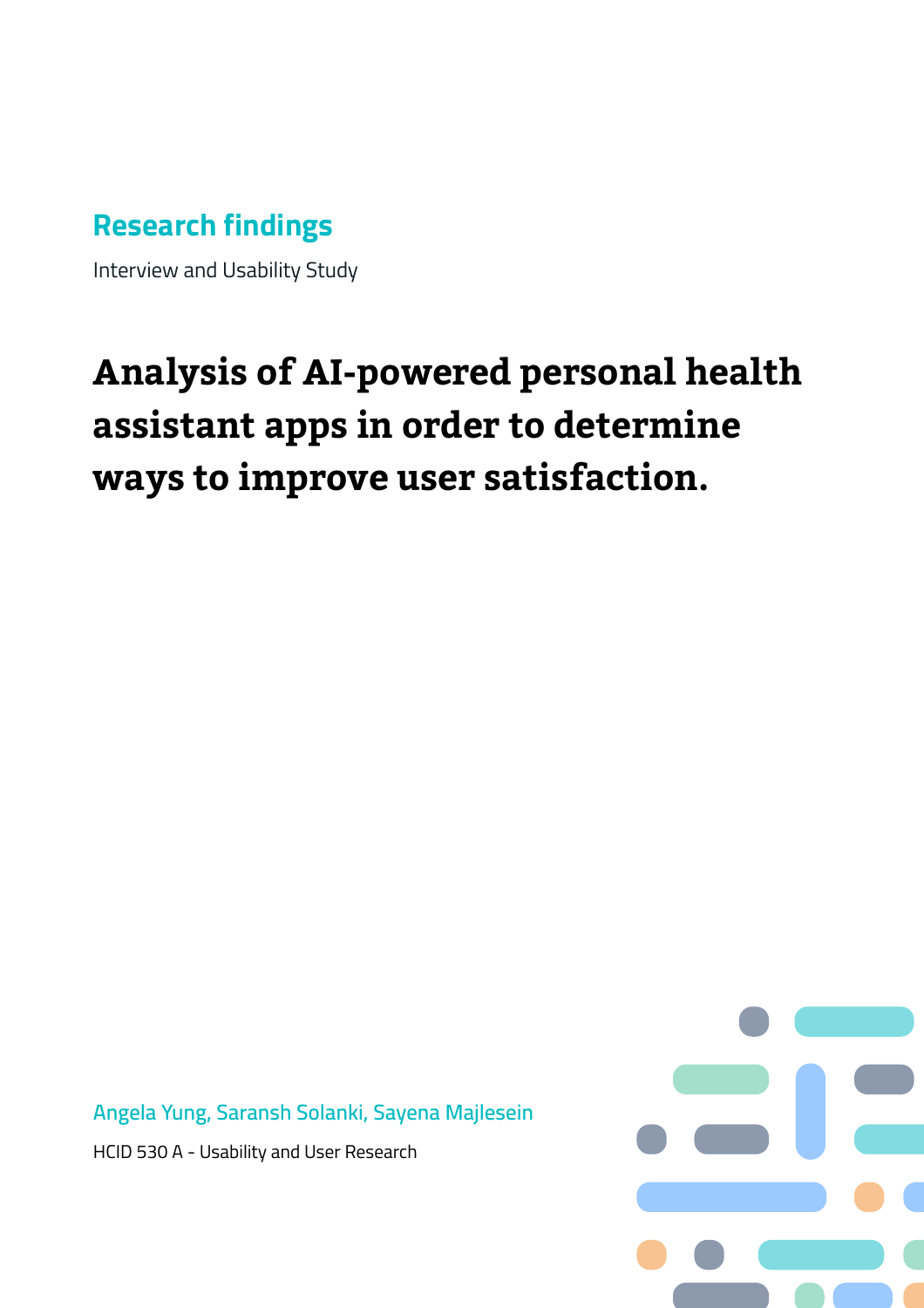## Research findings

Interview and Usability Study

# Analysis of AI-powered personal health assistant apps in order to determine ways to improve user satisfaction.

Angela Yung, Saransh Solanki, Sayena Majlesein

HCID 530 A - Usability and User Research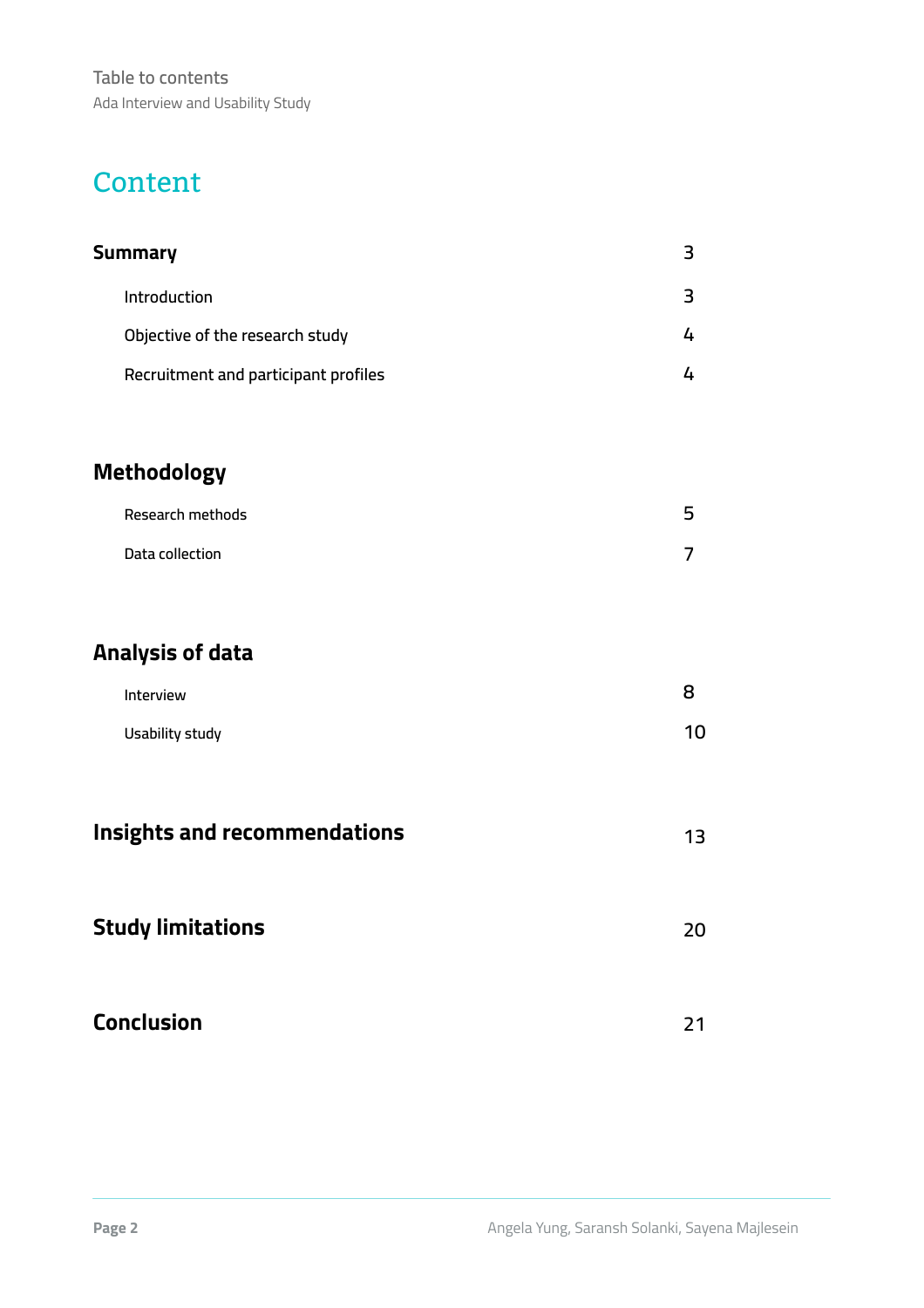# Content

| Section | Page |
|---|---|
| **Summary** | 3 |
| Introduction | 3 |
| Objective of the research study | 4 |
| Recruitment and participant profiles | 4 |
| **Methodology** | |
| Research methods | 5 |
| Data collection | 7 |
| **Analysis of data** | |
| Interview | 8 |
| Usability study | 10 |
| **Insights and recommendations** | 13 |
| **Study limitations** | 20 |
| **Conclusion** | 21 |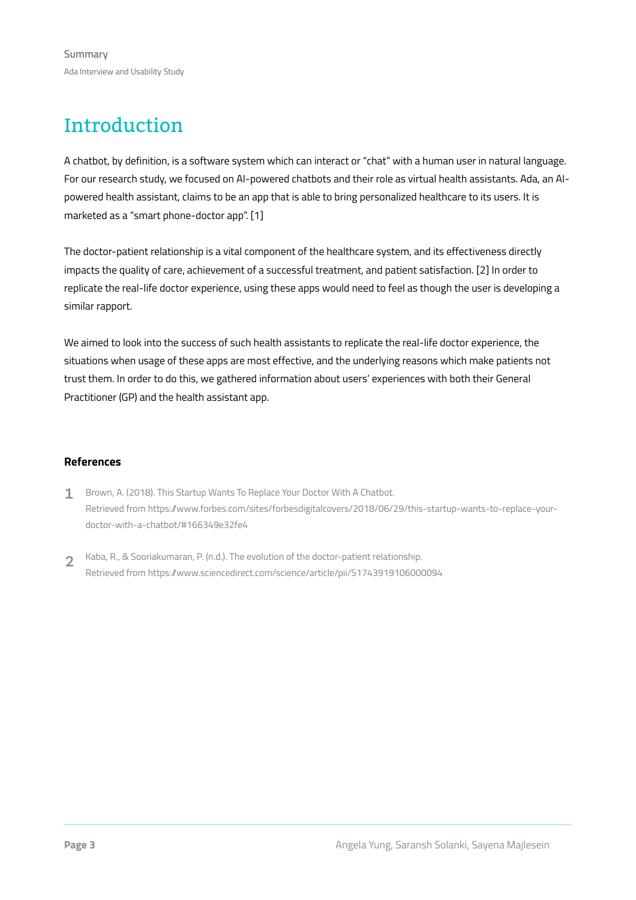# Introduction

A chatbot, by definition, is a software system which can interact or "chat" with a human user in natural language. For our research study, we focused on AI-powered chatbots and their role as virtual health assistants. Ada, an AI-powered health assistant, claims to be an app that is able to bring personalized healthcare to its users. It is marketed as a "smart phone-doctor app". [1]

The doctor-patient relationship is a vital component of the healthcare system, and its effectiveness directly impacts the quality of care, achievement of a successful treatment, and patient satisfaction. [2] In order to replicate the real-life doctor experience, using these apps would need to feel as though the user is developing a similar rapport.

We aimed to look into the success of such health assistants to replicate the real-life doctor experience, the situations when usage of these apps are most effective, and the underlying reasons which make patients not trust them. In order to do this, we gathered information about users' experiences with both their General Practitioner (GP) and the health assistant app.

### References

1. Brown, A. (2018). This Startup Wants To Replace Your Doctor With A Chatbot. Retrieved from https://www.forbes.com/sites/forbesdigitalcovers/2018/06/29/this-startup-wants-to-replace-your-doctor-with-a-chatbot/#166349e32fe4

2. Kaba, R., & Sooriakumaran, P. (n.d.). The evolution of the doctor-patient relationship. Retrieved from https://www.sciencedirect.com/science/article/pii/S1743919106000094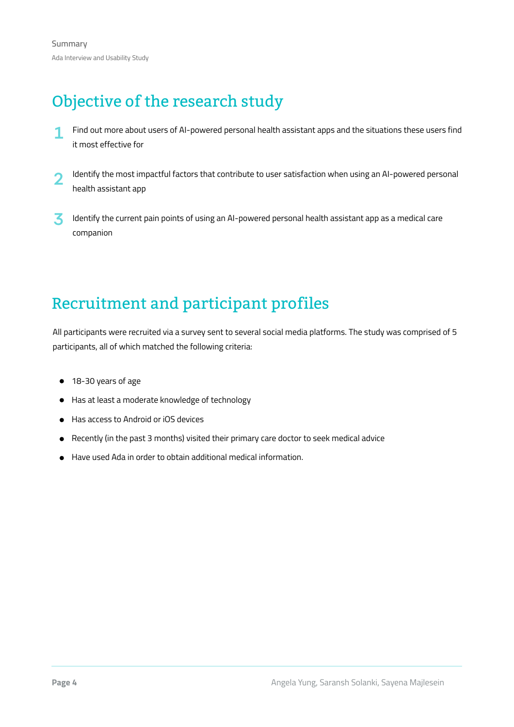## Objective of the research study

1. Find out more about users of AI-powered personal health assistant apps and the situations these users find it most effective for

2. Identify the most impactful factors that contribute to user satisfaction when using an AI-powered personal health assistant app

3. Identify the current pain points of using an AI-powered personal health assistant app as a medical care companion

## Recruitment and participant profiles

All participants were recruited via a survey sent to several social media platforms. The study was comprised of 5 participants, all of which matched the following criteria:

- 18-30 years of age
- Has at least a moderate knowledge of technology
- Has access to Android or iOS devices
- Recently (in the past 3 months) visited their primary care doctor to seek medical advice
- Have used Ada in order to obtain additional medical information.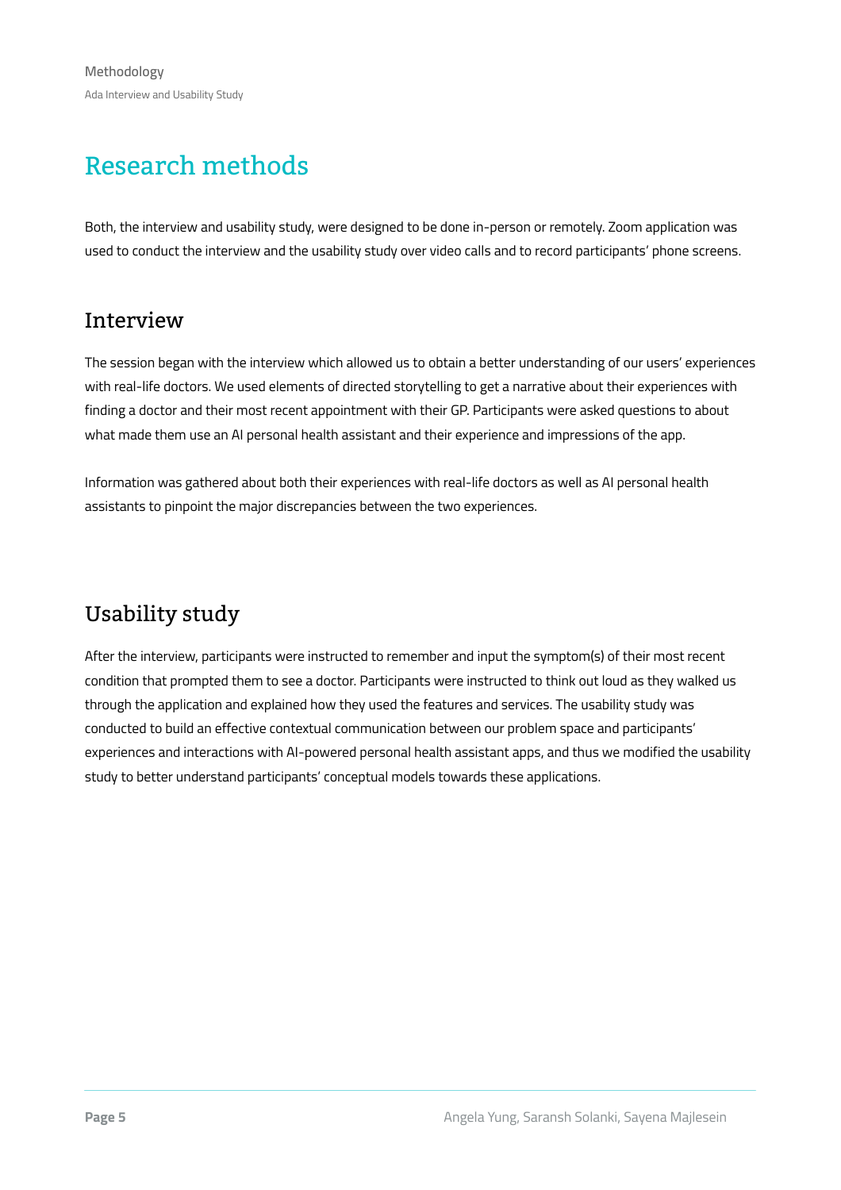# Research methods

Both, the interview and usability study, were designed to be done in-person or remotely. Zoom application was used to conduct the interview and the usability study over video calls and to record participants' phone screens.

## Interview

The session began with the interview which allowed us to obtain a better understanding of our users' experiences with real-life doctors. We used elements of directed storytelling to get a narrative about their experiences with finding a doctor and their most recent appointment with their GP. Participants were asked questions to about what made them use an AI personal health assistant and their experience and impressions of the app.

Information was gathered about both their experiences with real-life doctors as well as AI personal health assistants to pinpoint the major discrepancies between the two experiences.

## Usability study

After the interview, participants were instructed to remember and input the symptom(s) of their most recent condition that prompted them to see a doctor. Participants were instructed to think out loud as they walked us through the application and explained how they used the features and services. The usability study was conducted to build an effective contextual communication between our problem space and participants' experiences and interactions with AI-powered personal health assistant apps, and thus we modified the usability study to better understand participants' conceptual models towards these applications.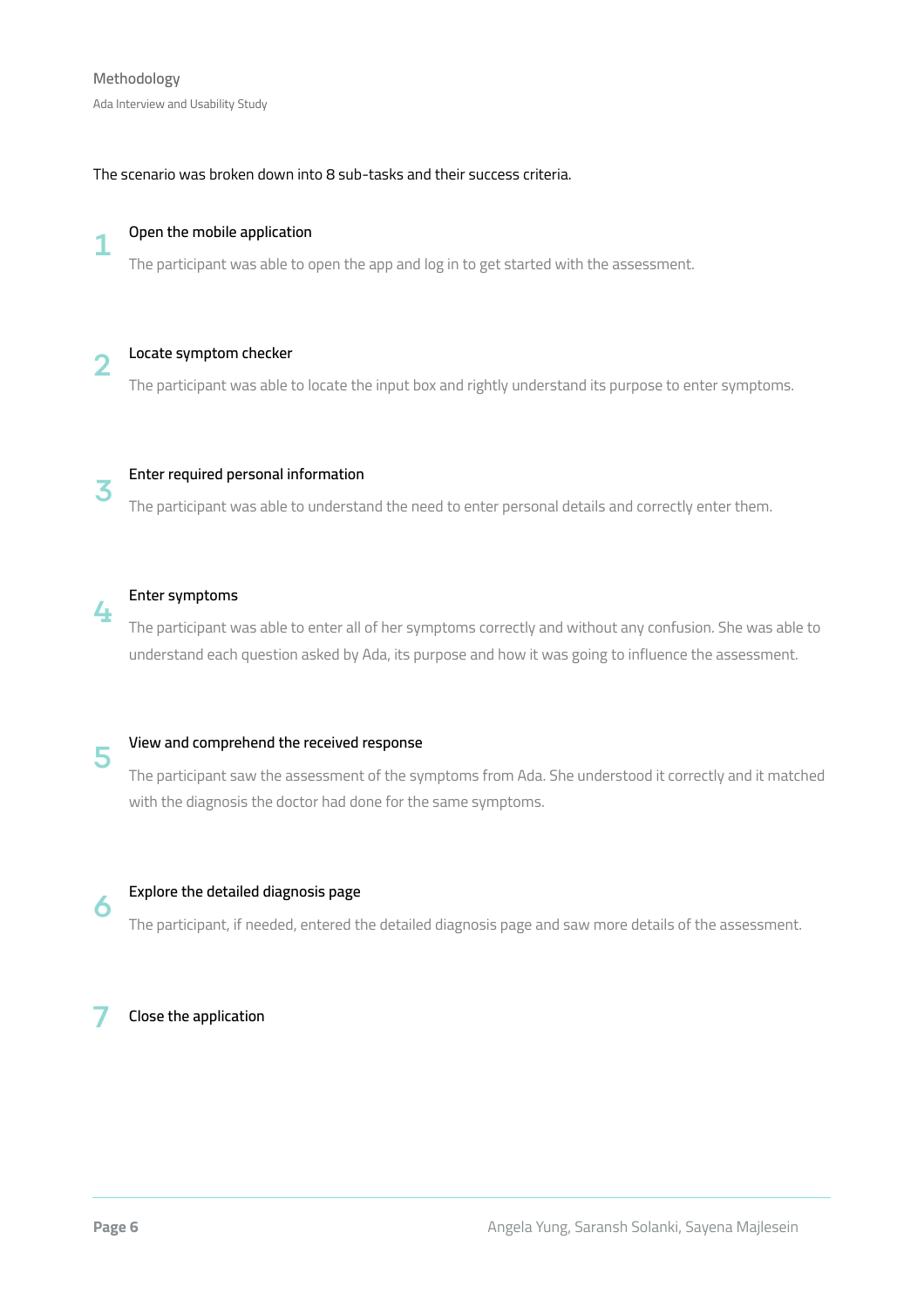The scenario was broken down into 8 sub-tasks and their success criteria.

1. **Open the mobile application**

   The participant was able to open the app and log in to get started with the assessment.

2. **Locate symptom checker**

   The participant was able to locate the input box and rightly understand its purpose to enter symptoms.

3. **Enter required personal information**

   The participant was able to understand the need to enter personal details and correctly enter them.

4. **Enter symptoms**

   The participant was able to enter all of her symptoms correctly and without any confusion. She was able to understand each question asked by Ada, its purpose and how it was going to influence the assessment.

5. **View and comprehend the received response**

   The participant saw the assessment of the symptoms from Ada. She understood it correctly and it matched with the diagnosis the doctor had done for the same symptoms.

6. **Explore the detailed diagnosis page**

   The participant, if needed, entered the detailed diagnosis page and saw more details of the assessment.

7. **Close the application**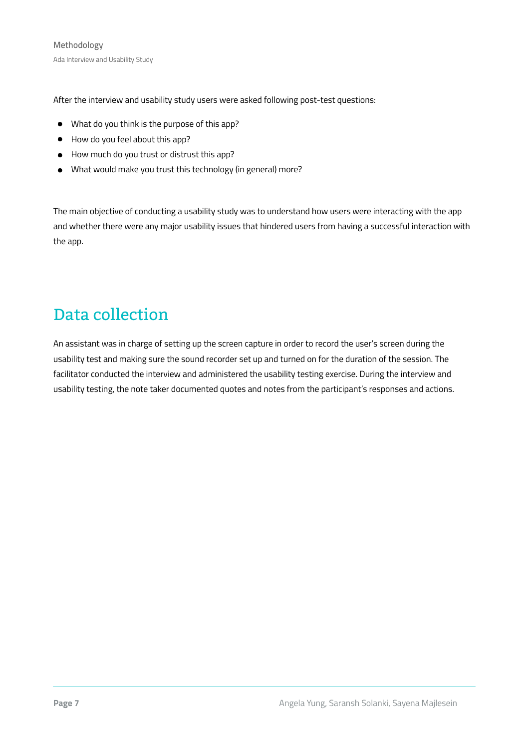After the interview and usability study users were asked following post-test questions:

- What do you think is the purpose of this app?
- How do you feel about this app?
- How much do you trust or distrust this app?
- What would make you trust this technology (in general) more?

The main objective of conducting a usability study was to understand how users were interacting with the app and whether there were any major usability issues that hindered users from having a successful interaction with the app.

## Data collection

An assistant was in charge of setting up the screen capture in order to record the user's screen during the usability test and making sure the sound recorder set up and turned on for the duration of the session. The facilitator conducted the interview and administered the usability testing exercise. During the interview and usability testing, the note taker documented quotes and notes from the participant's responses and actions.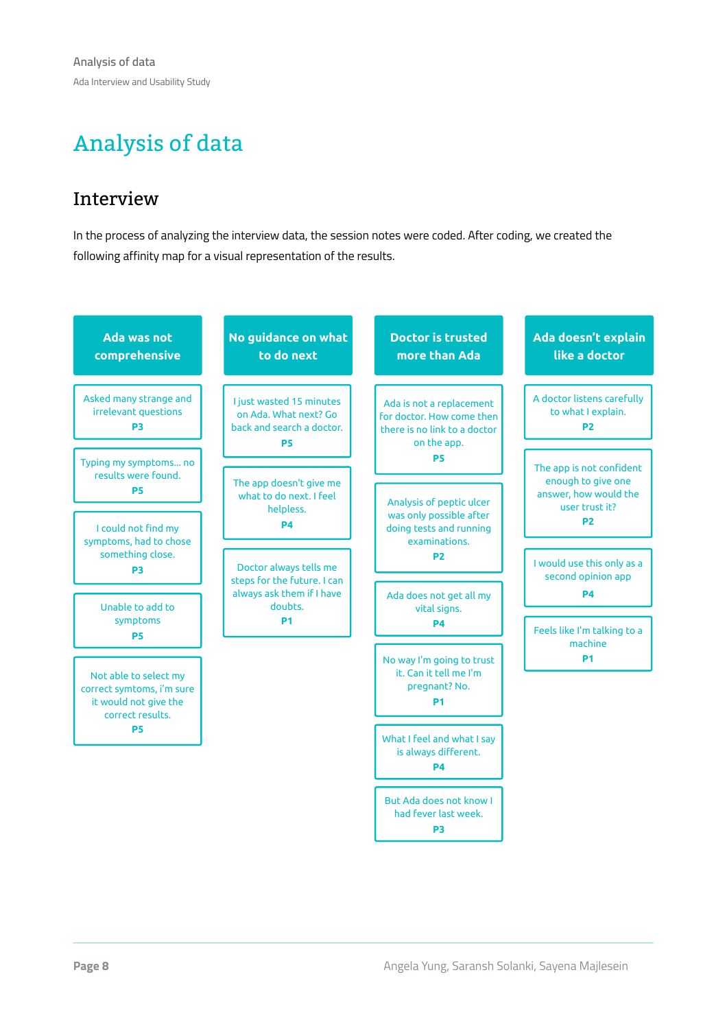# Analysis of data

## Interview

In the process of analyzing the interview data, the session notes were coded. After coding, we created the following affinity map for a visual representation of the results.

### Ada was not comprehensive

- Asked many strange and irrelevant questions **P3**
- Typing my symptoms... no results were found. **P5**
- I could not find my symptoms, had to chose something close. **P3**
- Unable to add to symptoms **P5**
- Not able to select my correct symtoms, i'm sure it would not give the correct results. **P5**

### No guidance on what to do next

- I just wasted 15 minutes on Ada. What next? Go back and search a doctor. **P5**
- The app doesn't give me what to do next. I feel helpless. **P4**
- Doctor always tells me steps for the future. I can always ask them if I have doubts. **P1**

### Doctor is trusted more than Ada

- Ada is not a replacement for doctor. How come then there is no link to a doctor on the app. **P5**
- Analysis of peptic ulcer was only possible after doing tests and running examinations. **P2**
- Ada does not get all my vital signs. **P4**
- No way I'm going to trust it. Can it tell me I'm pregnant? No. **P1**
- What I feel and what I say is always different. **P4**
- But Ada does not know I had fever last week. **P3**

### Ada doesn't explain like a doctor

- A doctor listens carefully to what I explain. **P2**
- The app is not confident enough to give one answer, how would the user trust it? **P2**
- I would use this only as a second opinion app **P4**
- Feels like I'm talking to a machine **P1**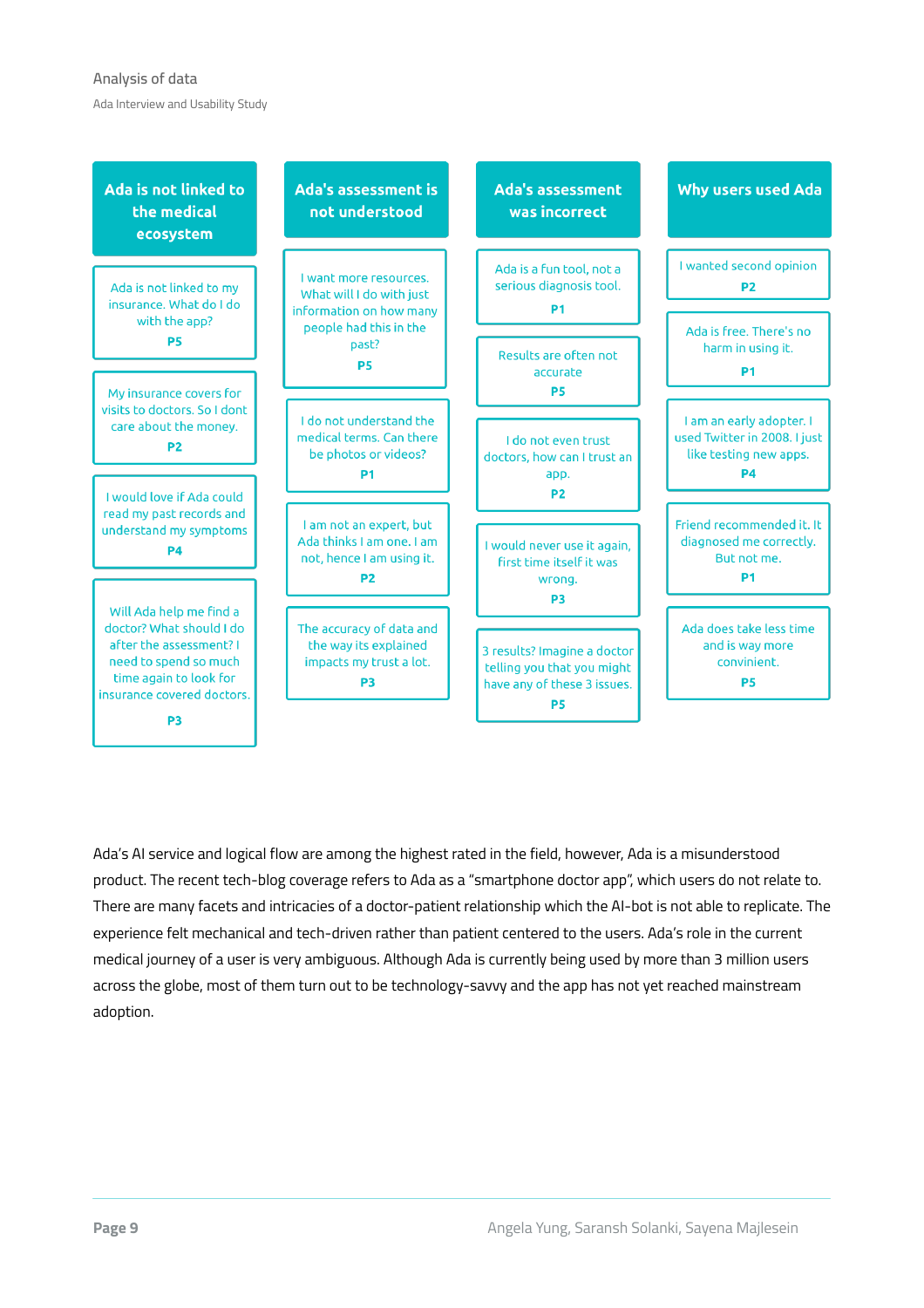Analysis of data

Ada Interview and Usability Study

### Ada is not linked to the medical ecosystem

- Ada is not linked to my insurance. What do I do with the app? **P5**
- My insurance covers for visits to doctors. So I dont care about the money. **P2**
- I would love if Ada could read my past records and understand my symptoms **P4**
- Will Ada help me find a doctor? What should I do after the assessment? I need to spend so much time again to look for insurance covered doctors. **P3**

### Ada's assessment is not understood

- I want more resources. What will I do with just information on how many people had this in the past? **P5**
- I do not understand the medical terms. Can there be photos or videos? **P1**
- I am not an expert, but Ada thinks I am one. I am not, hence I am using it. **P2**
- The accuracy of data and the way its explained impacts my trust a lot. **P3**

### Ada's assessment was incorrect

- Ada is a fun tool, not a serious diagnosis tool. **P1**
- Results are often not accurate **P5**
- I do not even trust doctors, how can I trust an app. **P2**
- I would never use it again, first time itself it was wrong. **P3**
- 3 results? Imagine a doctor telling you that you might have any of these 3 issues. **P5**

### Why users used Ada

- I wanted second opinion **P2**
- Ada is free. There's no harm in using it. **P1**
- I am an early adopter. I used Twitter in 2008. I just like testing new apps. **P4**
- Friend recommended it. It diagnosed me correctly. But not me. **P1**
- Ada does take less time and is way more convinient. **P5**

Ada's AI service and logical flow are among the highest rated in the field, however, Ada is a misunderstood product. The recent tech-blog coverage refers to Ada as a "smartphone doctor app", which users do not relate to. There are many facets and intricacies of a doctor-patient relationship which the AI-bot is not able to replicate. The experience felt mechanical and tech-driven rather than patient centered to the users. Ada's role in the current medical journey of a user is very ambiguous. Although Ada is currently being used by more than 3 million users across the globe, most of them turn out to be technology-savvy and the app has not yet reached mainstream adoption.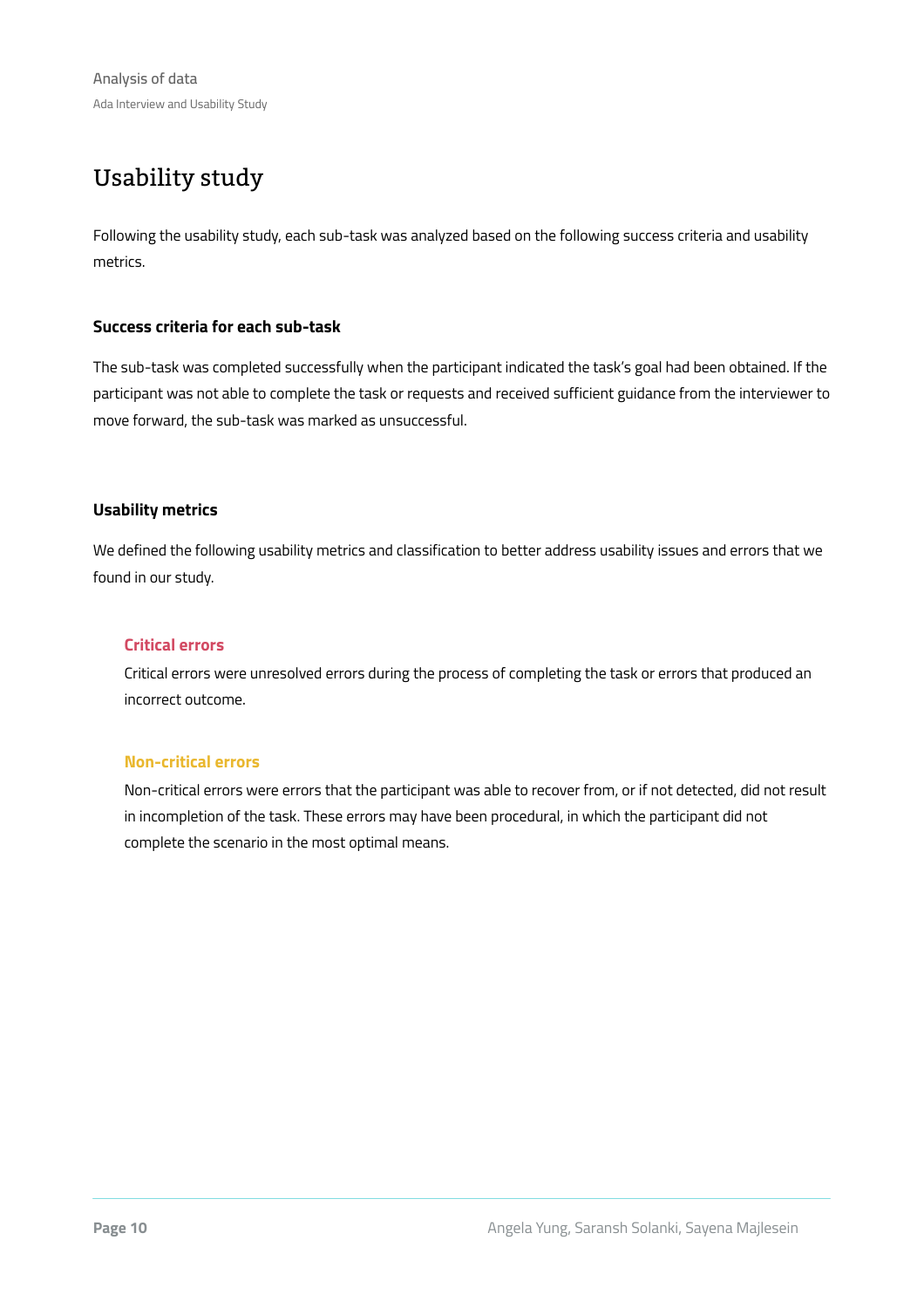# Usability study

Following the usability study, each sub-task was analyzed based on the following success criteria and usability metrics.

### Success criteria for each sub-task

The sub-task was completed successfully when the participant indicated the task's goal had been obtained. If the participant was not able to complete the task or requests and received sufficient guidance from the interviewer to move forward, the sub-task was marked as unsuccessful.

### Usability metrics

We defined the following usability metrics and classification to better address usability issues and errors that we found in our study.

#### Critical errors

Critical errors were unresolved errors during the process of completing the task or errors that produced an incorrect outcome.

#### Non-critical errors

Non-critical errors were errors that the participant was able to recover from, or if not detected, did not result in incompletion of the task. These errors may have been procedural, in which the participant did not complete the scenario in the most optimal means.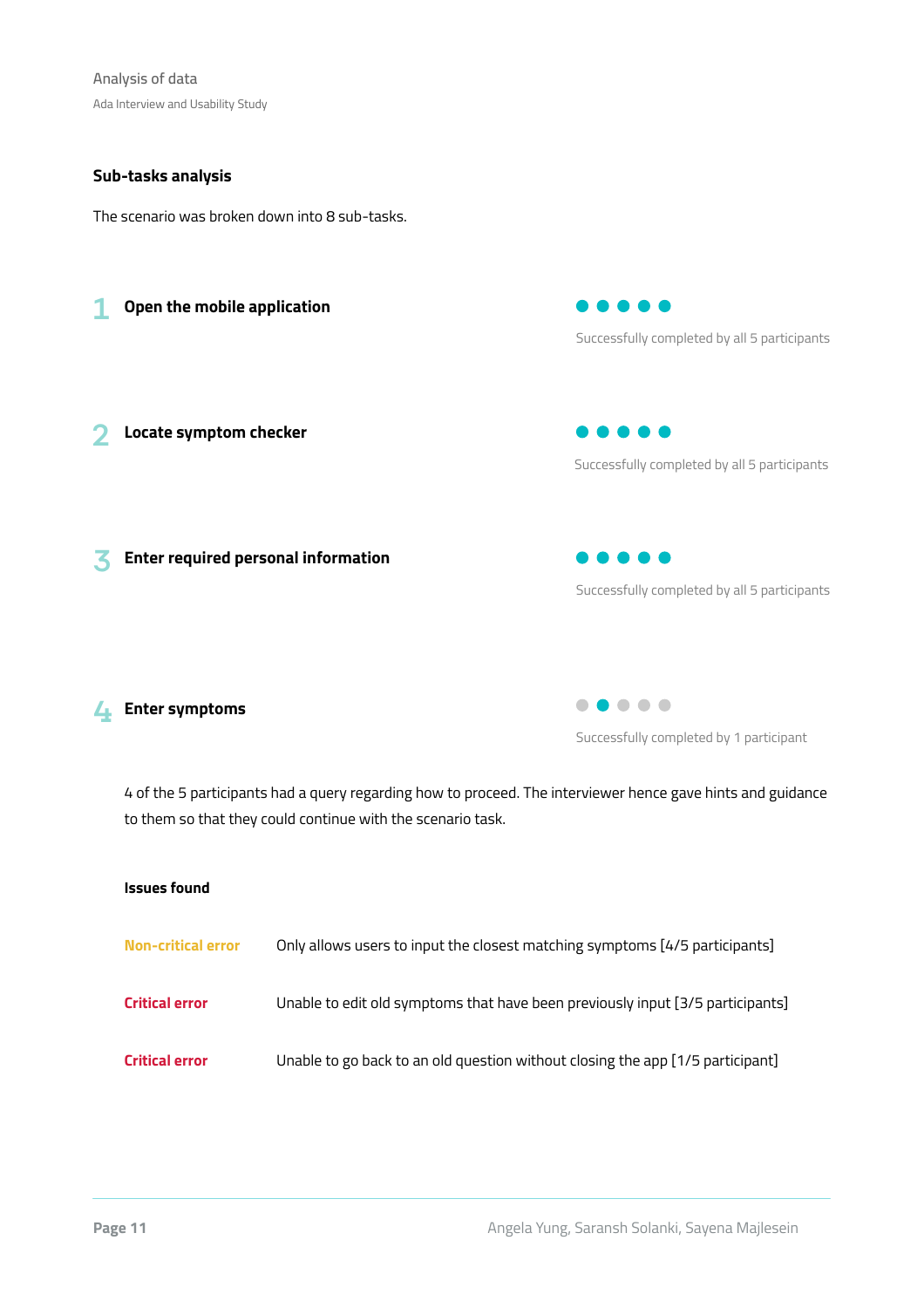### Sub-tasks analysis

The scenario was broken down into 8 sub-tasks.

**1 Open the mobile application**

Successfully completed by all 5 participants

**2 Locate symptom checker**

Successfully completed by all 5 participants

**3 Enter required personal information**

Successfully completed by all 5 participants

**4 Enter symptoms**

Successfully completed by 1 participant

4 of the 5 participants had a query regarding how to proceed. The interviewer hence gave hints and guidance to them so that they could continue with the scenario task.

**Issues found**

| | |
|---|---|
| Non-critical error | Only allows users to input the closest matching symptoms [4/5 participants] |
| Critical error | Unable to edit old symptoms that have been previously input [3/5 participants] |
| Critical error | Unable to go back to an old question without closing the app [1/5 participant] |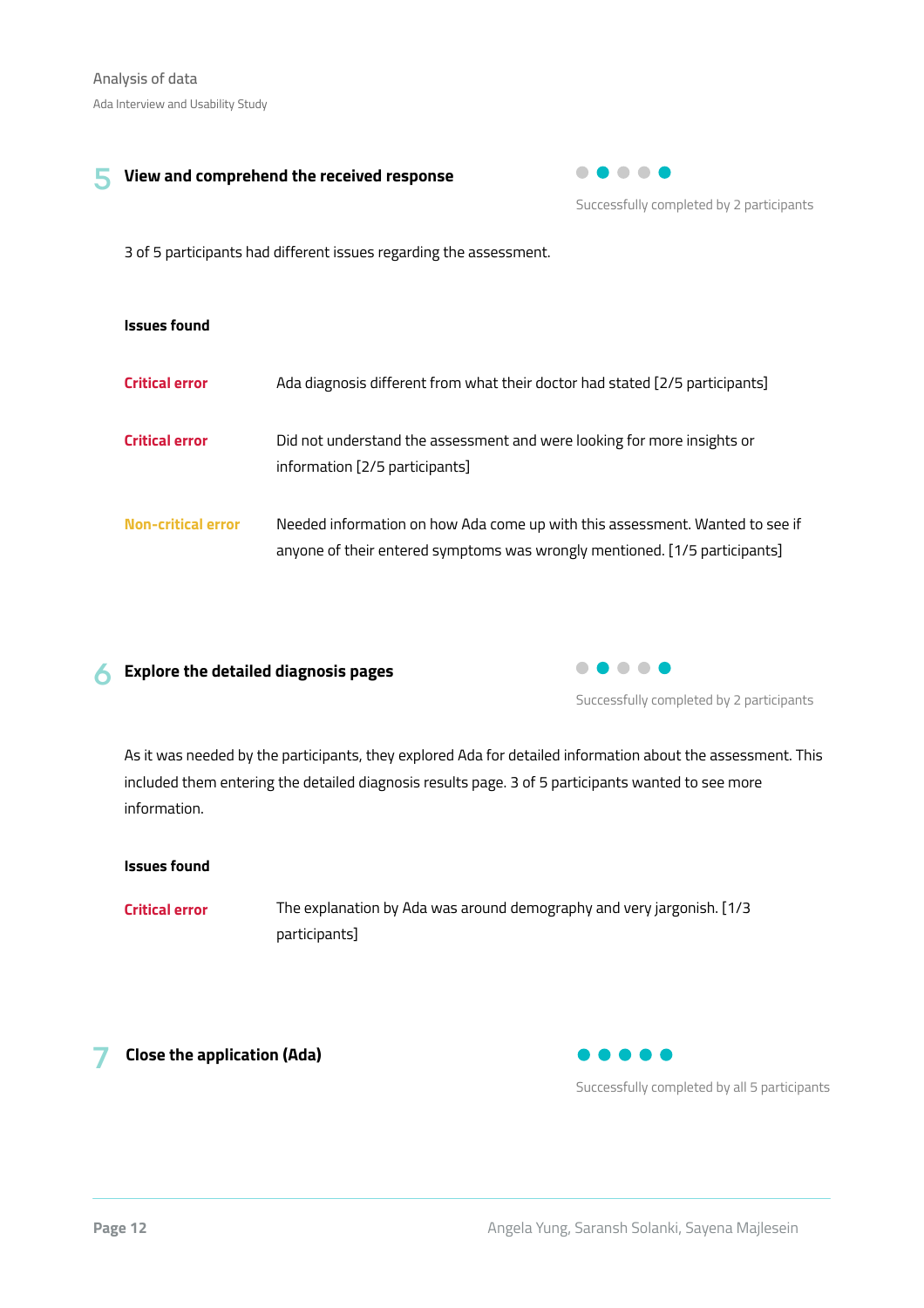## 5 View and comprehend the received response

Successfully completed by 2 participants

3 of 5 participants had different issues regarding the assessment.

**Issues found**

| | |
|---|---|
| **Critical error** | Ada diagnosis different from what their doctor had stated [2/5 participants] |
| **Critical error** | Did not understand the assessment and were looking for more insights or information [2/5 participants] |
| **Non-critical error** | Needed information on how Ada come up with this assessment. Wanted to see if anyone of their entered symptoms was wrongly mentioned. [1/5 participants] |

## 6 Explore the detailed diagnosis pages

Successfully completed by 2 participants

As it was needed by the participants, they explored Ada for detailed information about the assessment. This included them entering the detailed diagnosis results page. 3 of 5 participants wanted to see more information.

**Issues found**

| | |
|---|---|
| **Critical error** | The explanation by Ada was around demography and very jargonish. [1/3 participants] |

## 7 Close the application (Ada)

Successfully completed by all 5 participants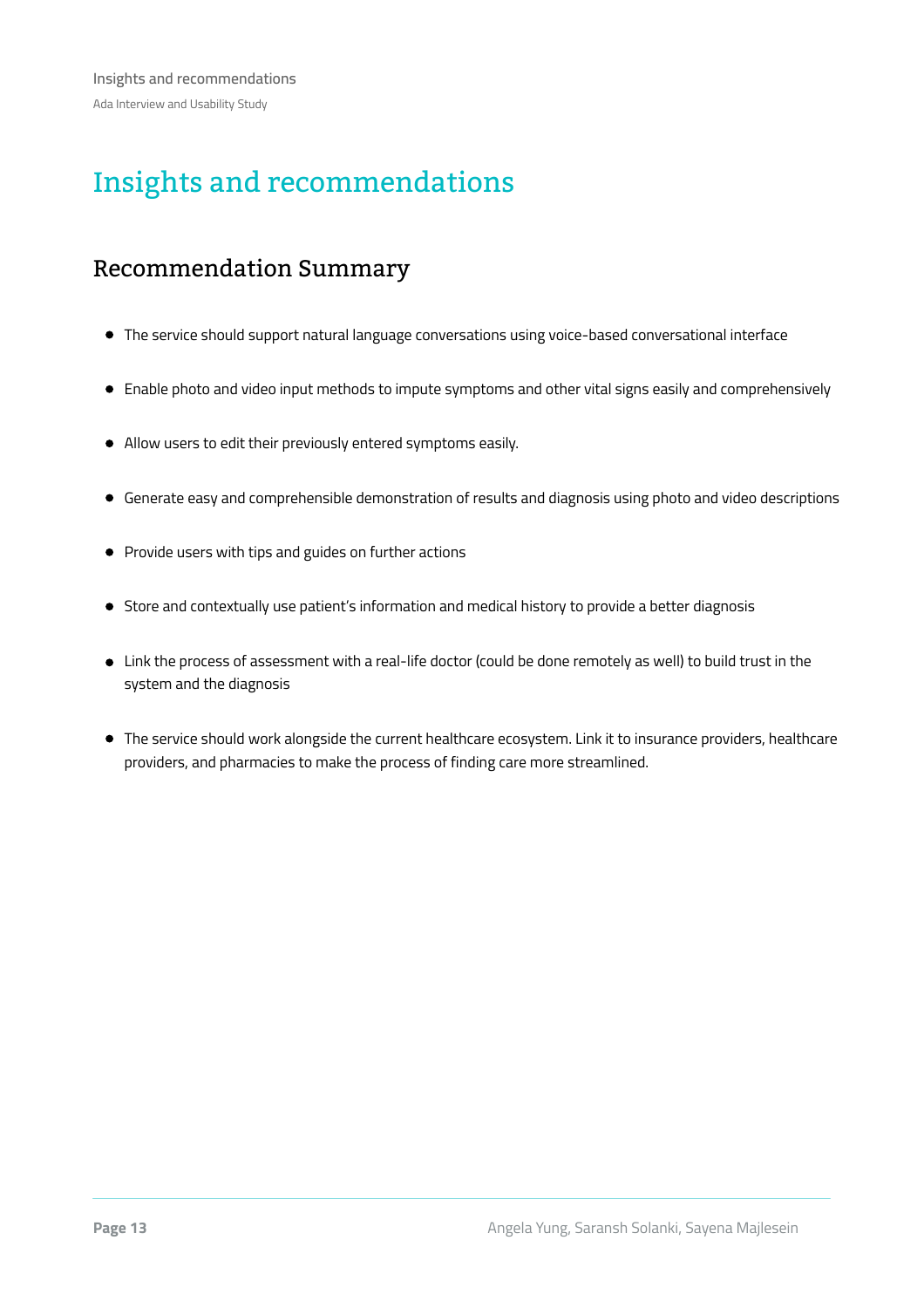# Insights and recommendations

## Recommendation Summary

- The service should support natural language conversations using voice-based conversational interface
- Enable photo and video input methods to impute symptoms and other vital signs easily and comprehensively
- Allow users to edit their previously entered symptoms easily.
- Generate easy and comprehensible demonstration of results and diagnosis using photo and video descriptions
- Provide users with tips and guides on further actions
- Store and contextually use patient's information and medical history to provide a better diagnosis
- Link the process of assessment with a real-life doctor (could be done remotely as well) to build trust in the system and the diagnosis
- The service should work alongside the current healthcare ecosystem. Link it to insurance providers, healthcare providers, and pharmacies to make the process of finding care more streamlined.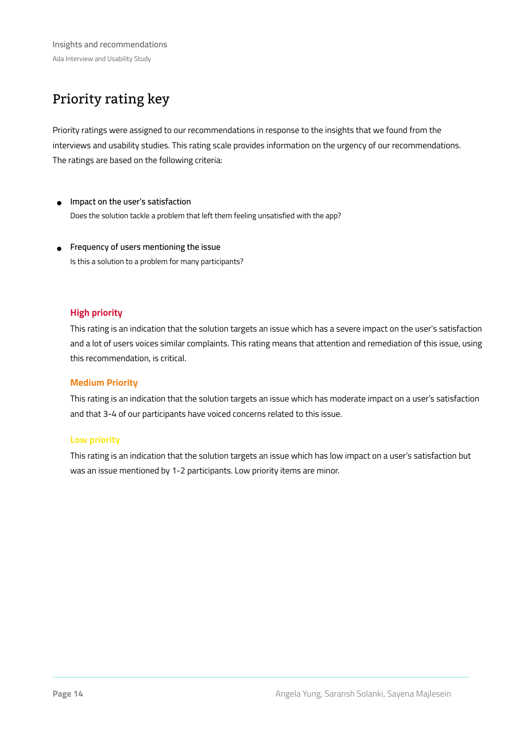# Priority rating key

Priority ratings were assigned to our recommendations in response to the insights that we found from the interviews and usability studies. This rating scale provides information on the urgency of our recommendations. The ratings are based on the following criteria:

- Impact on the user's satisfaction
  Does the solution tackle a problem that left them feeling unsatisfied with the app?

- Frequency of users mentioning the issue
  Is this a solution to a problem for many participants?

### High priority

This rating is an indication that the solution targets an issue which has a severe impact on the user's satisfaction and a lot of users voices similar complaints. This rating means that attention and remediation of this issue, using this recommendation, is critical.

### Medium Priority

This rating is an indication that the solution targets an issue which has moderate impact on a user's satisfaction and that 3-4 of our participants have voiced concerns related to this issue.

### Low priority

This rating is an indication that the solution targets an issue which has low impact on a user's satisfaction but was an issue mentioned by 1-2 participants. Low priority items are minor.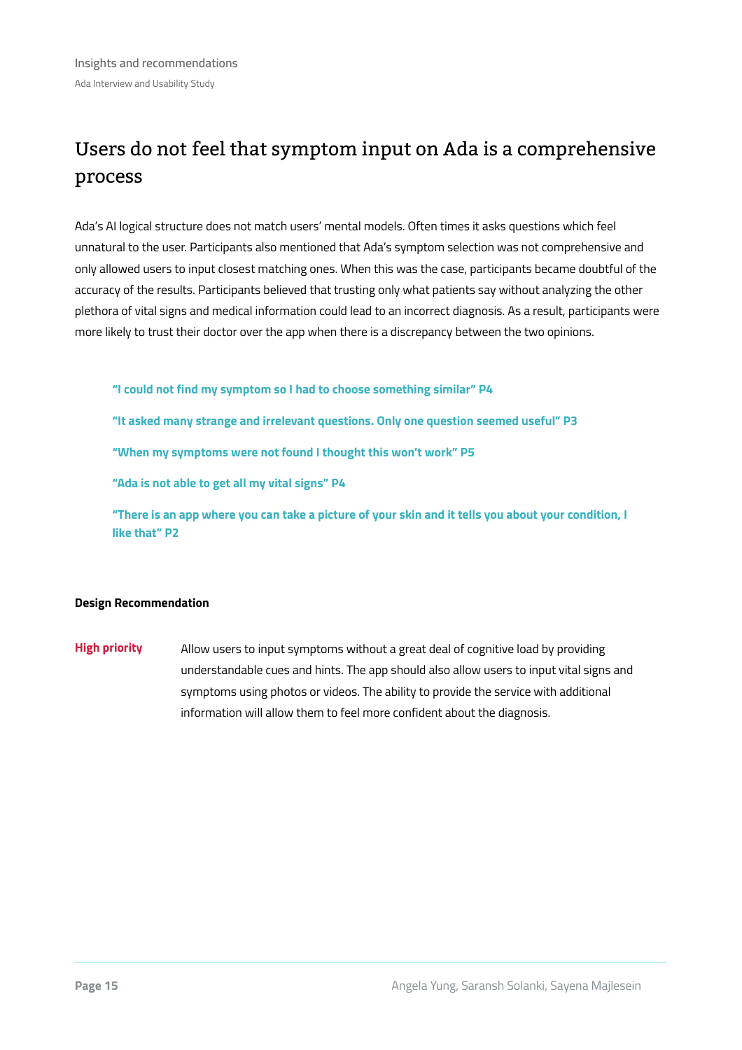# Users do not feel that symptom input on Ada is a comprehensive process

Ada's AI logical structure does not match users' mental models. Often times it asks questions which feel unnatural to the user. Participants also mentioned that Ada's symptom selection was not comprehensive and only allowed users to input closest matching ones. When this was the case, participants became doubtful of the accuracy of the results. Participants believed that trusting only what patients say without analyzing the other plethora of vital signs and medical information could lead to an incorrect diagnosis. As a result, participants were more likely to trust their doctor over the app when there is a discrepancy between the two opinions.

> **"I could not find my symptom so I had to choose something similar" P4**
>
> **"It asked many strange and irrelevant questions. Only one question seemed useful" P3**
>
> **"When my symptoms were not found I thought this won't work" P5**
>
> **"Ada is not able to get all my vital signs" P4**
>
> **"There is an app where you can take a picture of your skin and it tells you about your condition, I like that" P2**

**Design Recommendation**

**High priority** Allow users to input symptoms without a great deal of cognitive load by providing understandable cues and hints. The app should also allow users to input vital signs and symptoms using photos or videos. The ability to provide the service with additional information will allow them to feel more confident about the diagnosis.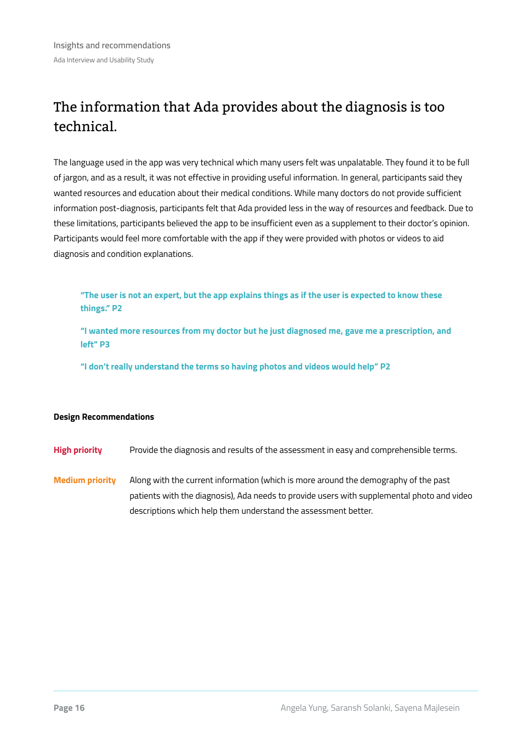## The information that Ada provides about the diagnosis is too technical.

The language used in the app was very technical which many users felt was unpalatable. They found it to be full of jargon, and as a result, it was not effective in providing useful information. In general, participants said they wanted resources and education about their medical conditions. While many doctors do not provide sufficient information post-diagnosis, participants felt that Ada provided less in the way of resources and feedback. Due to these limitations, participants believed the app to be insufficient even as a supplement to their doctor's opinion. Participants would feel more comfortable with the app if they were provided with photos or videos to aid diagnosis and condition explanations.

> **"The user is not an expert, but the app explains things as if the user is expected to know these things." P2**
>
> **"I wanted more resources from my doctor but he just diagnosed me, gave me a prescription, and left" P3**
>
> **"I don't really understand the terms so having photos and videos would help" P2**

**Design Recommendations**

**High priority** Provide the diagnosis and results of the assessment in easy and comprehensible terms.

**Medium priority** Along with the current information (which is more around the demography of the past patients with the diagnosis), Ada needs to provide users with supplemental photo and video descriptions which help them understand the assessment better.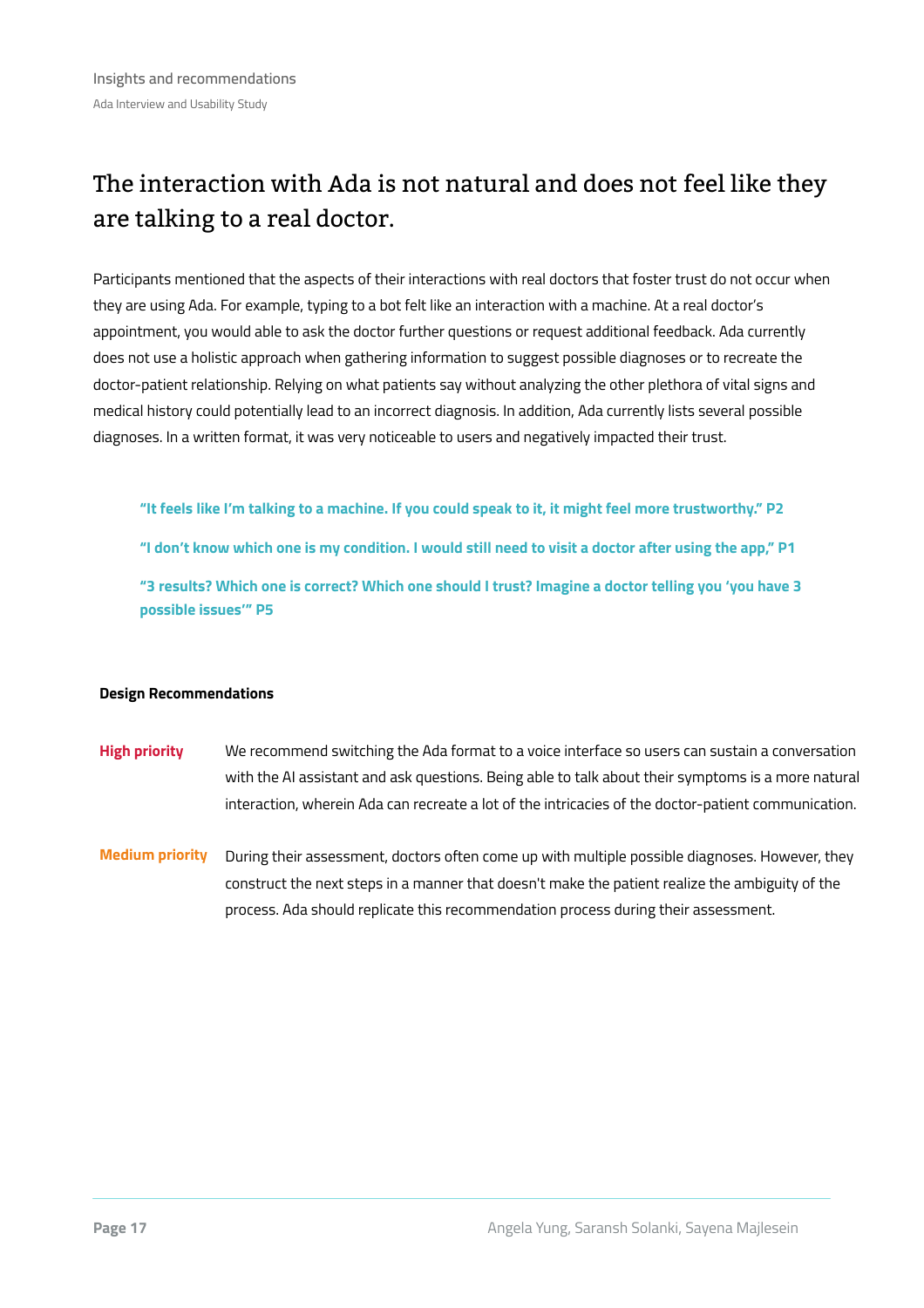# The interaction with Ada is not natural and does not feel like they are talking to a real doctor.

Participants mentioned that the aspects of their interactions with real doctors that foster trust do not occur when they are using Ada. For example, typing to a bot felt like an interaction with a machine. At a real doctor's appointment, you would able to ask the doctor further questions or request additional feedback. Ada currently does not use a holistic approach when gathering information to suggest possible diagnoses or to recreate the doctor-patient relationship. Relying on what patients say without analyzing the other plethora of vital signs and medical history could potentially lead to an incorrect diagnosis. In addition, Ada currently lists several possible diagnoses. In a written format, it was very noticeable to users and negatively impacted their trust.

> **"It feels like I'm talking to a machine. If you could speak to it, it might feel more trustworthy." P2**
>
> **"I don't know which one is my condition. I would still need to visit a doctor after using the app," P1**
>
> **"3 results? Which one is correct? Which one should I trust? Imagine a doctor telling you 'you have 3 possible issues'" P5**

**Design Recommendations**

**High priority** We recommend switching the Ada format to a voice interface so users can sustain a conversation with the AI assistant and ask questions. Being able to talk about their symptoms is a more natural interaction, wherein Ada can recreate a lot of the intricacies of the doctor-patient communication.

**Medium priority** During their assessment, doctors often come up with multiple possible diagnoses. However, they construct the next steps in a manner that doesn't make the patient realize the ambiguity of the process. Ada should replicate this recommendation process during their assessment.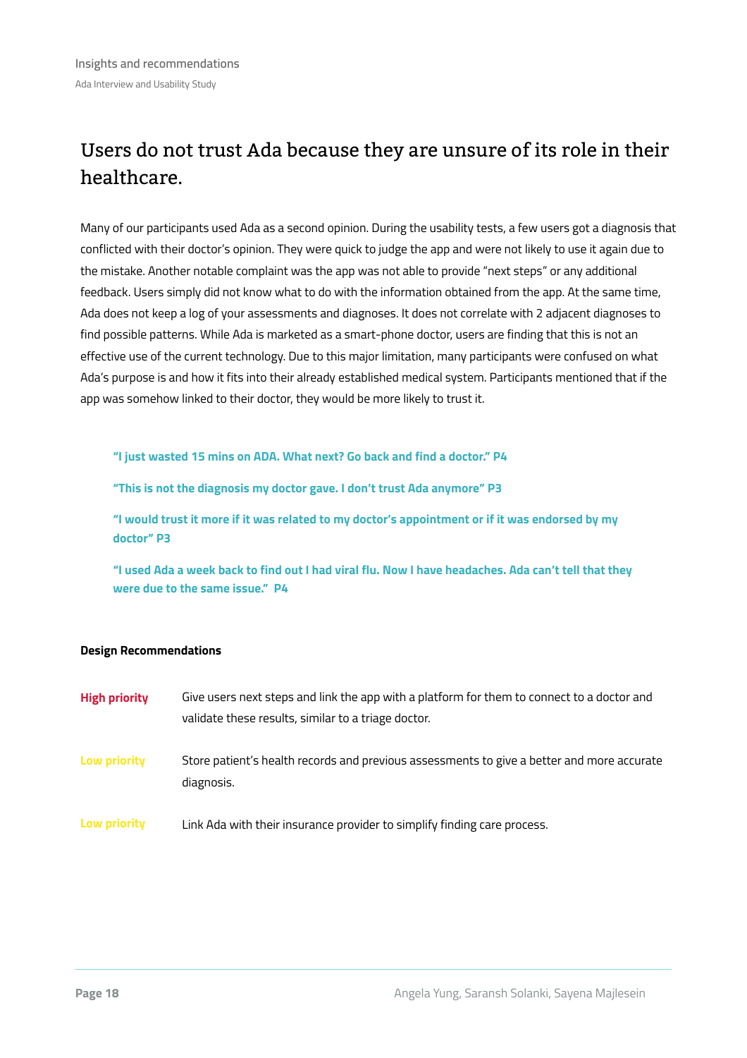# Users do not trust Ada because they are unsure of its role in their healthcare.

Many of our participants used Ada as a second opinion. During the usability tests, a few users got a diagnosis that conflicted with their doctor's opinion. They were quick to judge the app and were not likely to use it again due to the mistake. Another notable complaint was the app was not able to provide "next steps" or any additional feedback. Users simply did not know what to do with the information obtained from the app. At the same time, Ada does not keep a log of your assessments and diagnoses. It does not correlate with 2 adjacent diagnoses to find possible patterns. While Ada is marketed as a smart-phone doctor, users are finding that this is not an effective use of the current technology. Due to this major limitation, many participants were confused on what Ada's purpose is and how it fits into their already established medical system. Participants mentioned that if the app was somehow linked to their doctor, they would be more likely to trust it.

> **"I just wasted 15 mins on ADA. What next? Go back and find a doctor." P4**
>
> **"This is not the diagnosis my doctor gave. I don't trust Ada anymore" P3**
>
> **"I would trust it more if it was related to my doctor's appointment or if it was endorsed by my doctor" P3**
>
> **"I used Ada a week back to find out I had viral flu. Now I have headaches. Ada can't tell that they were due to the same issue." P4**

**Design Recommendations**

| | |
|---|---|
| **High priority** | Give users next steps and link the app with a platform for them to connect to a doctor and validate these results, similar to a triage doctor. |
| **Low priority** | Store patient's health records and previous assessments to give a better and more accurate diagnosis. |
| **Low priority** | Link Ada with their insurance provider to simplify finding care process. |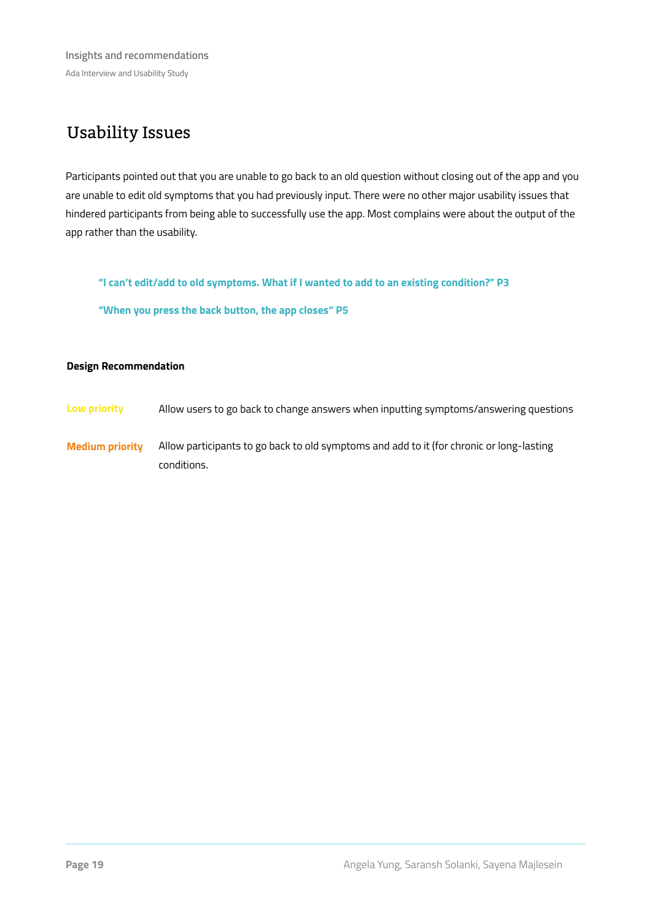## Usability Issues

Participants pointed out that you are unable to go back to an old question without closing out of the app and you are unable to edit old symptoms that you had previously input. There were no other major usability issues that hindered participants from being able to successfully use the app. Most complains were about the output of the app rather than the usability.

> **"I can't edit/add to old symptoms. What if I wanted to add to an existing condition?" P3**
>
> **"When you press the back button, the app closes" P5**

**Design Recommendation**

| | |
|---|---|
| **Low priority** | Allow users to go back to change answers when inputting symptoms/answering questions |
| **Medium priority** | Allow participants to go back to old symptoms and add to it (for chronic or long-lasting conditions. |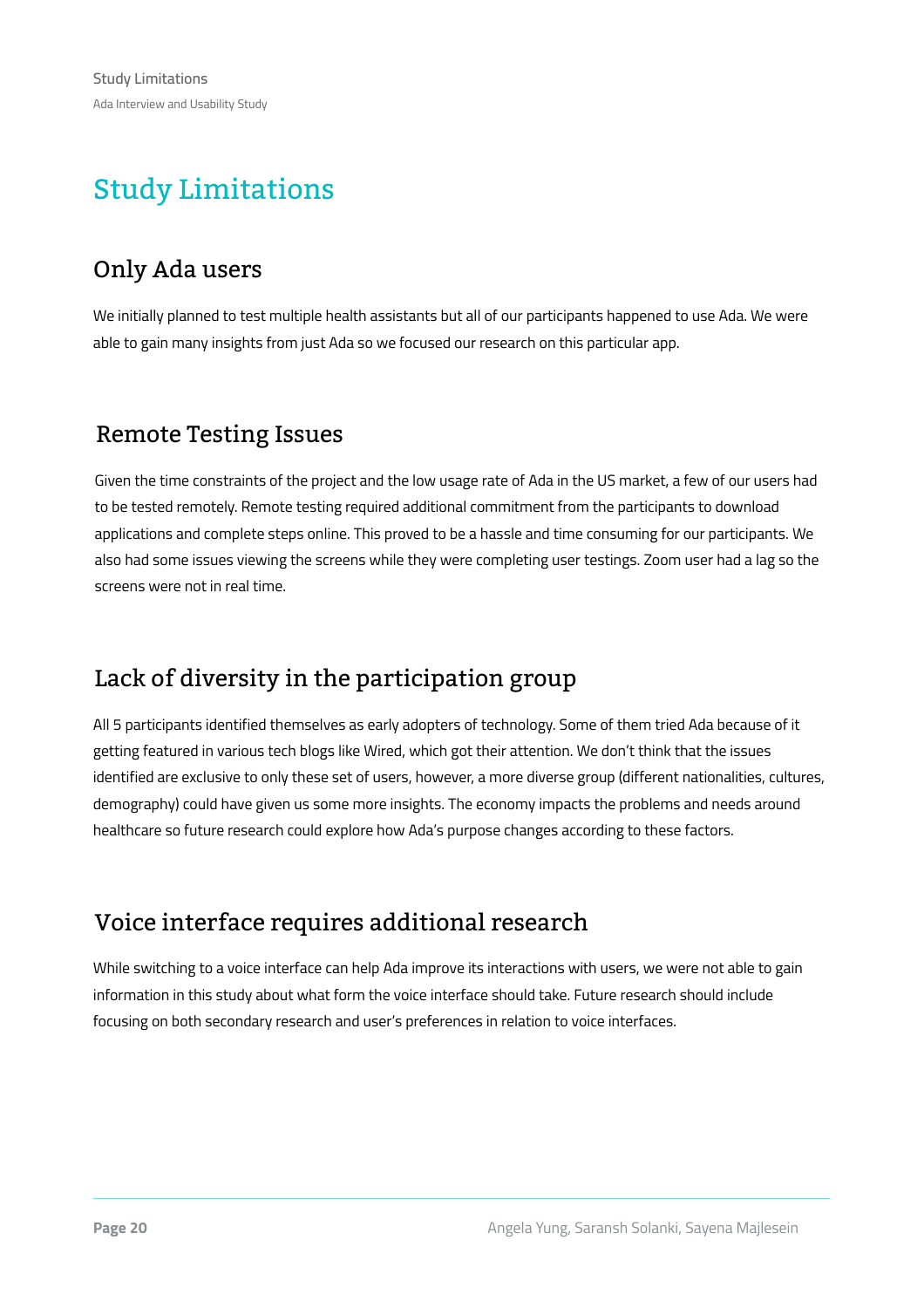# Study Limitations

## Only Ada users

We initially planned to test multiple health assistants but all of our participants happened to use Ada. We were able to gain many insights from just Ada so we focused our research on this particular app.

## Remote Testing Issues

Given the time constraints of the project and the low usage rate of Ada in the US market, a few of our users had to be tested remotely. Remote testing required additional commitment from the participants to download applications and complete steps online. This proved to be a hassle and time consuming for our participants. We also had some issues viewing the screens while they were completing user testings. Zoom user had a lag so the screens were not in real time.

## Lack of diversity in the participation group

All 5 participants identified themselves as early adopters of technology. Some of them tried Ada because of it getting featured in various tech blogs like Wired, which got their attention. We don't think that the issues identified are exclusive to only these set of users, however, a more diverse group (different nationalities, cultures, demography) could have given us some more insights. The economy impacts the problems and needs around healthcare so future research could explore how Ada's purpose changes according to these factors.

## Voice interface requires additional research

While switching to a voice interface can help Ada improve its interactions with users, we were not able to gain information in this study about what form the voice interface should take. Future research should include focusing on both secondary research and user's preferences in relation to voice interfaces.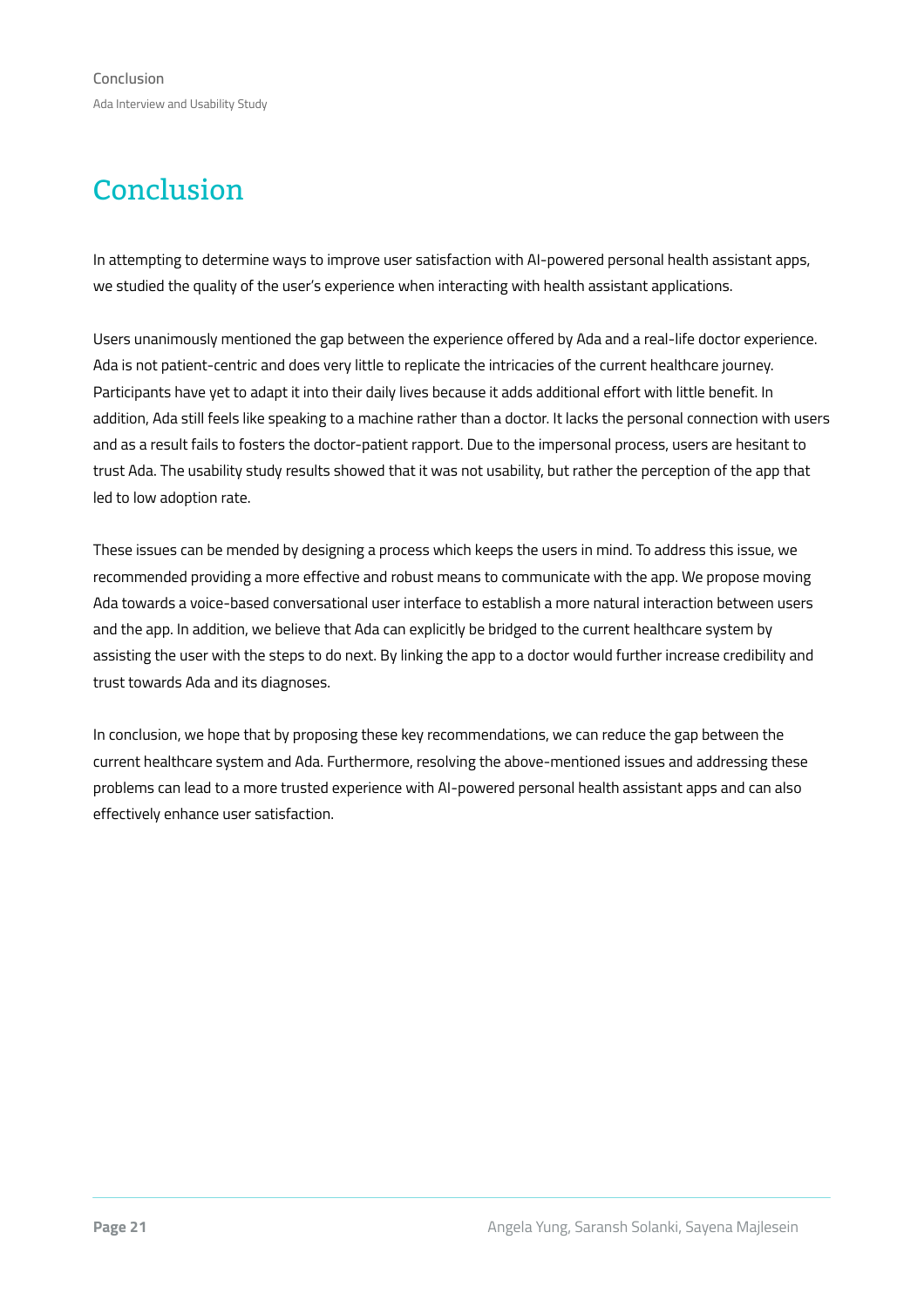# Conclusion

In attempting to determine ways to improve user satisfaction with AI-powered personal health assistant apps, we studied the quality of the user's experience when interacting with health assistant applications.

Users unanimously mentioned the gap between the experience offered by Ada and a real-life doctor experience. Ada is not patient-centric and does very little to replicate the intricacies of the current healthcare journey. Participants have yet to adapt it into their daily lives because it adds additional effort with little benefit. In addition, Ada still feels like speaking to a machine rather than a doctor. It lacks the personal connection with users and as a result fails to fosters the doctor-patient rapport. Due to the impersonal process, users are hesitant to trust Ada. The usability study results showed that it was not usability, but rather the perception of the app that led to low adoption rate.

These issues can be mended by designing a process which keeps the users in mind. To address this issue, we recommended providing a more effective and robust means to communicate with the app. We propose moving Ada towards a voice-based conversational user interface to establish a more natural interaction between users and the app. In addition, we believe that Ada can explicitly be bridged to the current healthcare system by assisting the user with the steps to do next. By linking the app to a doctor would further increase credibility and trust towards Ada and its diagnoses.

In conclusion, we hope that by proposing these key recommendations, we can reduce the gap between the current healthcare system and Ada. Furthermore, resolving the above-mentioned issues and addressing these problems can lead to a more trusted experience with AI-powered personal health assistant apps and can also effectively enhance user satisfaction.